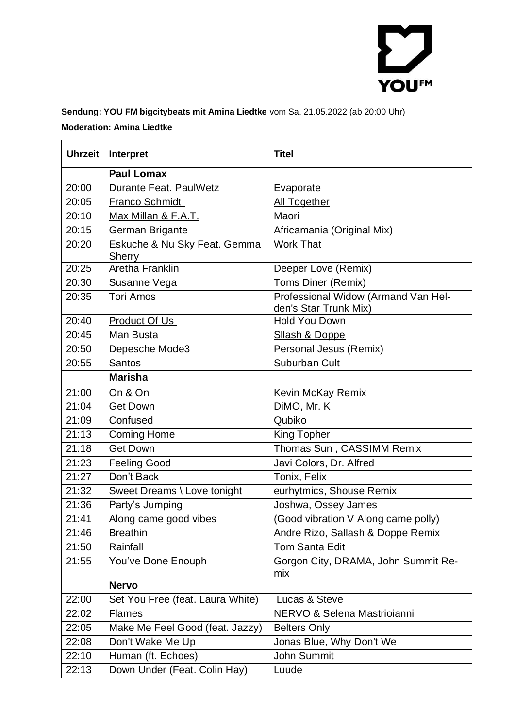**Sendung: YOU FM bigcitybeats mit Amina Liedtke** vom Sa. 21.05.2022 (ab 20:00 Uhr)

**Moderation: Amina Liedtke**

| Uhrzeit | Interpret | Titel |
|---|---|---|
| | **Paul Lomax** | |
| 20:00 | Durante Feat. PaulWetz | Evaporate |
| 20:05 | Franco Schmidt | All Together |
| 20:10 | Max Millan & F.A.T. | Maori |
| 20:15 | German Brigante | Africamania (Original Mix) |
| 20:20 | Eskuche & Nu Sky Feat. Gemma Sherry | Work That |
| 20:25 | Aretha Franklin | Deeper Love (Remix) |
| 20:30 | Susanne Vega | Toms Diner (Remix) |
| 20:35 | Tori Amos | Professional Widow (Armand Van Helden's Star Trunk Mix) |
| 20:40 | Product Of Us | Hold You Down |
| 20:45 | Man Busta | Sllash & Doppe |
| 20:50 | Depesche Mode3 | Personal Jesus (Remix) |
| 20:55 | Santos | Suburban Cult |
| | **Marisha** | |
| 21:00 | On & On | Kevin McKay Remix |
| 21:04 | Get Down | DiMO, Mr. K |
| 21:09 | Confused | Qubiko |
| 21:13 | Coming Home | King Topher |
| 21:18 | Get Down | Thomas Sun , CASSIMM Remix |
| 21:23 | Feeling Good | Javi Colors, Dr. Alfred |
| 21:27 | Don't Back | Tonix, Felix |
| 21:32 | Sweet Dreams \ Love tonight | eurhytmics, Shouse Remix |
| 21:36 | Party's Jumping | Joshwa, Ossey James |
| 21:41 | Along came good vibes | (Good vibration V Along came polly) |
| 21:46 | Breathin | Andre Rizo, Sallash & Doppe Remix |
| 21:50 | Rainfall | Tom Santa Edit |
| 21:55 | You've Done Enouph | Gorgon City, DRAMA, John Summit Remix |
| | **Nervo** | |
| 22:00 | Set You Free (feat. Laura White) | Lucas & Steve |
| 22:02 | Flames | NERVO & Selena Mastrioianni |
| 22:05 | Make Me Feel Good (feat. Jazzy) | Belters Only |
| 22:08 | Don't Wake Me Up | Jonas Blue, Why Don't We |
| 22:10 | Human (ft. Echoes) | John Summit |
| 22:13 | Down Under (Feat. Colin Hay) | Luude |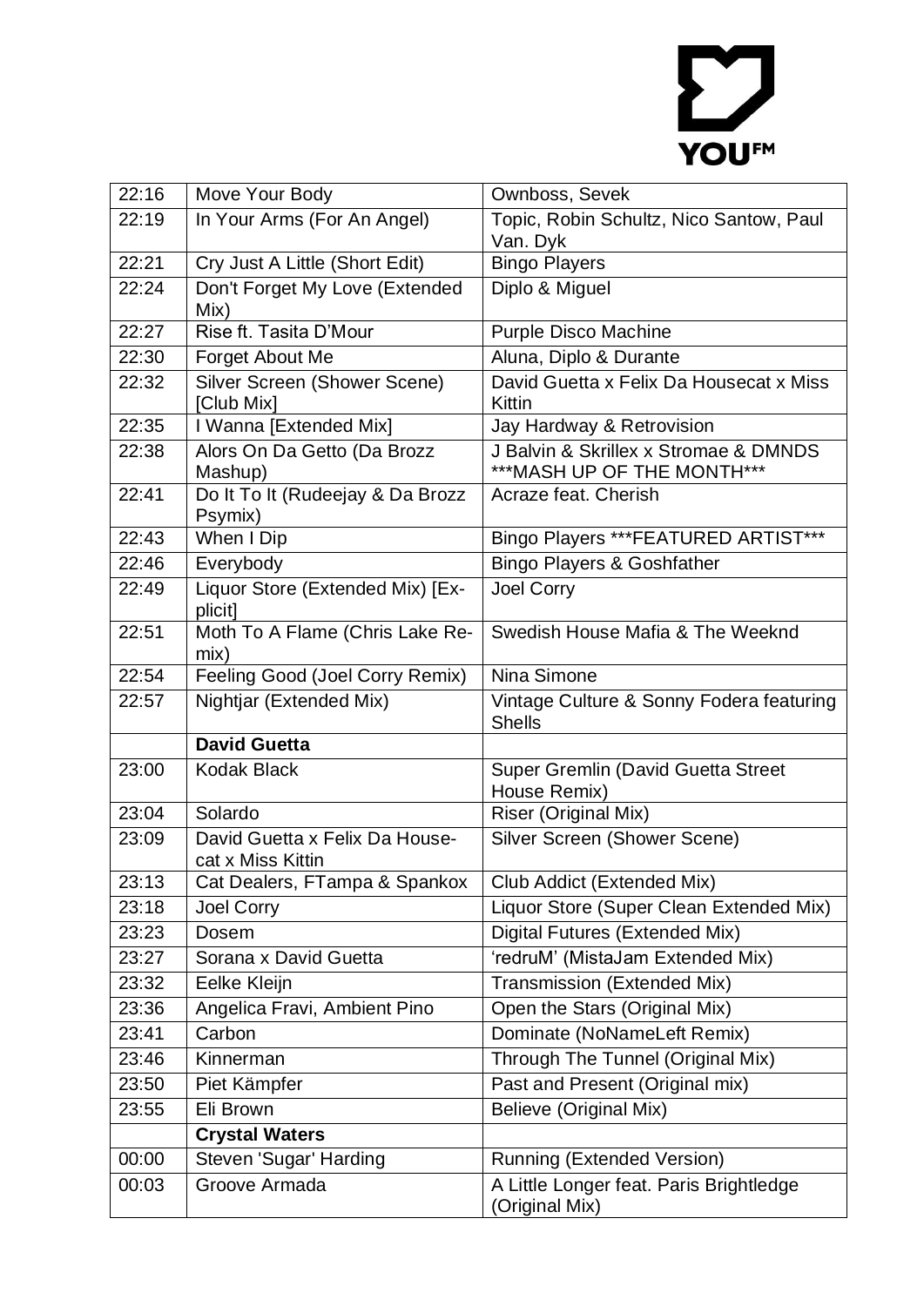| 22:16 | Move Your Body | Ownboss, Sevek |
|---|---|---|
| 22:19 | In Your Arms (For An Angel) | Topic, Robin Schultz, Nico Santow, Paul Van. Dyk |
| 22:21 | Cry Just A Little (Short Edit) | Bingo Players |
| 22:24 | Don't Forget My Love (Extended Mix) | Diplo & Miguel |
| 22:27 | Rise ft. Tasita D'Mour | Purple Disco Machine |
| 22:30 | Forget About Me | Aluna, Diplo & Durante |
| 22:32 | Silver Screen (Shower Scene) [Club Mix] | David Guetta x Felix Da Housecat x Miss Kittin |
| 22:35 | I Wanna [Extended Mix] | Jay Hardway & Retrovision |
| 22:38 | Alors On Da Getto (Da Brozz Mashup) | J Balvin & Skrillex x Stromae & DMNDS ***MASH UP OF THE MONTH*** |
| 22:41 | Do It To It (Rudeejay & Da Brozz Psymix) | Acraze feat. Cherish |
| 22:43 | When I Dip | Bingo Players ***FEATURED ARTIST*** |
| 22:46 | Everybody | Bingo Players & Goshfather |
| 22:49 | Liquor Store (Extended Mix) [Explicit] | Joel Corry |
| 22:51 | Moth To A Flame (Chris Lake Remix) | Swedish House Mafia & The Weeknd |
| 22:54 | Feeling Good (Joel Corry Remix) | Nina Simone |
| 22:57 | Nightjar (Extended Mix) | Vintage Culture & Sonny Fodera featuring Shells |
| | **David Guetta** | |
| 23:00 | Kodak Black | Super Gremlin (David Guetta Street House Remix) |
| 23:04 | Solardo | Riser (Original Mix) |
| 23:09 | David Guetta x Felix Da Housecat x Miss Kittin | Silver Screen (Shower Scene) |
| 23:13 | Cat Dealers, FTampa & Spankox | Club Addict (Extended Mix) |
| 23:18 | Joel Corry | Liquor Store (Super Clean Extended Mix) |
| 23:23 | Dosem | Digital Futures (Extended Mix) |
| 23:27 | Sorana x David Guetta | 'redruM' (MistaJam Extended Mix) |
| 23:32 | Eelke Kleijn | Transmission (Extended Mix) |
| 23:36 | Angelica Fravi, Ambient Pino | Open the Stars (Original Mix) |
| 23:41 | Carbon | Dominate (NoNameLeft Remix) |
| 23:46 | Kinnerman | Through The Tunnel (Original Mix) |
| 23:50 | Piet Kämpfer | Past and Present (Original mix) |
| 23:55 | Eli Brown | Believe (Original Mix) |
| | **Crystal Waters** | |
| 00:00 | Steven 'Sugar' Harding | Running (Extended Version) |
| 00:03 | Groove Armada | A Little Longer feat. Paris Brightledge (Original Mix) |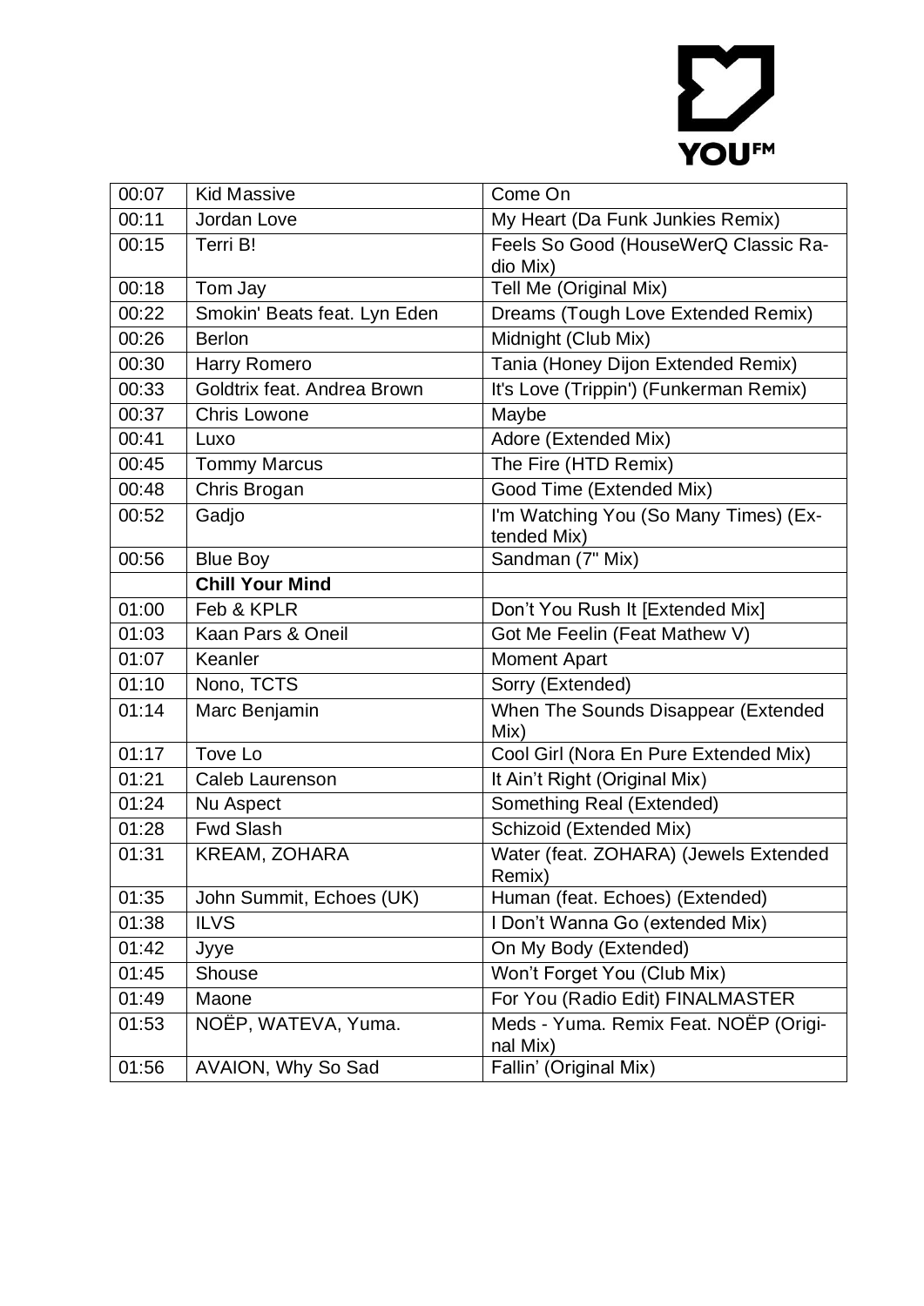| | | |
|---|---|---|
| 00:07 | Kid Massive | Come On |
| 00:11 | Jordan Love | My Heart (Da Funk Junkies Remix) |
| 00:15 | Terri B! | Feels So Good (HouseWerQ Classic Radio Mix) |
| 00:18 | Tom Jay | Tell Me (Original Mix) |
| 00:22 | Smokin' Beats feat. Lyn Eden | Dreams (Tough Love Extended Remix) |
| 00:26 | Berlon | Midnight (Club Mix) |
| 00:30 | Harry Romero | Tania (Honey Dijon Extended Remix) |
| 00:33 | Goldtrix feat. Andrea Brown | It's Love (Trippin') (Funkerman Remix) |
| 00:37 | Chris Lowone | Maybe |
| 00:41 | Luxo | Adore (Extended Mix) |
| 00:45 | Tommy Marcus | The Fire (HTD Remix) |
| 00:48 | Chris Brogan | Good Time (Extended Mix) |
| 00:52 | Gadjo | I'm Watching You (So Many Times) (Extended Mix) |
| 00:56 | Blue Boy | Sandman (7" Mix) |
| | **Chill Your Mind** | |
| 01:00 | Feb & KPLR | Don't You Rush It [Extended Mix] |
| 01:03 | Kaan Pars & Oneil | Got Me Feelin (Feat Mathew V) |
| 01:07 | Keanler | Moment Apart |
| 01:10 | Nono, TCTS | Sorry (Extended) |
| 01:14 | Marc Benjamin | When The Sounds Disappear (Extended Mix) |
| 01:17 | Tove Lo | Cool Girl (Nora En Pure Extended Mix) |
| 01:21 | Caleb Laurenson | It Ain't Right (Original Mix) |
| 01:24 | Nu Aspect | Something Real (Extended) |
| 01:28 | Fwd Slash | Schizoid (Extended Mix) |
| 01:31 | KREAM, ZOHARA | Water (feat. ZOHARA) (Jewels Extended Remix) |
| 01:35 | John Summit, Echoes (UK) | Human (feat. Echoes) (Extended) |
| 01:38 | ILVS | I Don't Wanna Go (extended Mix) |
| 01:42 | Jyye | On My Body (Extended) |
| 01:45 | Shouse | Won't Forget You (Club Mix) |
| 01:49 | Maone | For You (Radio Edit) FINALMASTER |
| 01:53 | NOËP, WATEVA, Yuma. | Meds - Yuma. Remix Feat. NOËP (Original Mix) |
| 01:56 | AVAION, Why So Sad | Fallin' (Original Mix) |